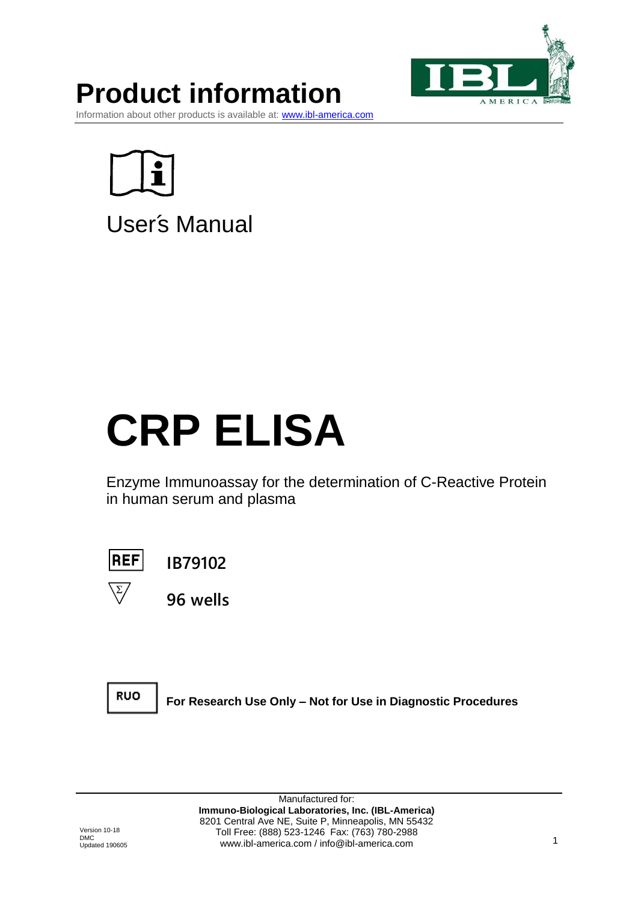# Product information

Information about other products is available at: www.ibl-america.com

User´s Manual

# CRP ELISA

Enzyme Immunoassay for the determination of C-Reactive Protein in human serum and plasma

REF **IB79102**

**96 wells**

RUO **For Research Use Only – Not for Use in Diagnostic Procedures**

Manufactured for:
**Immuno-Biological Laboratories, Inc. (IBL-America)**
8201 Central Ave NE, Suite P, Minneapolis, MN 55432
Toll Free: (888) 523-1246 Fax: (763) 780-2988
www.ibl-america.com / info@ibl-america.com

Version 10-18
DMC
Updated 190605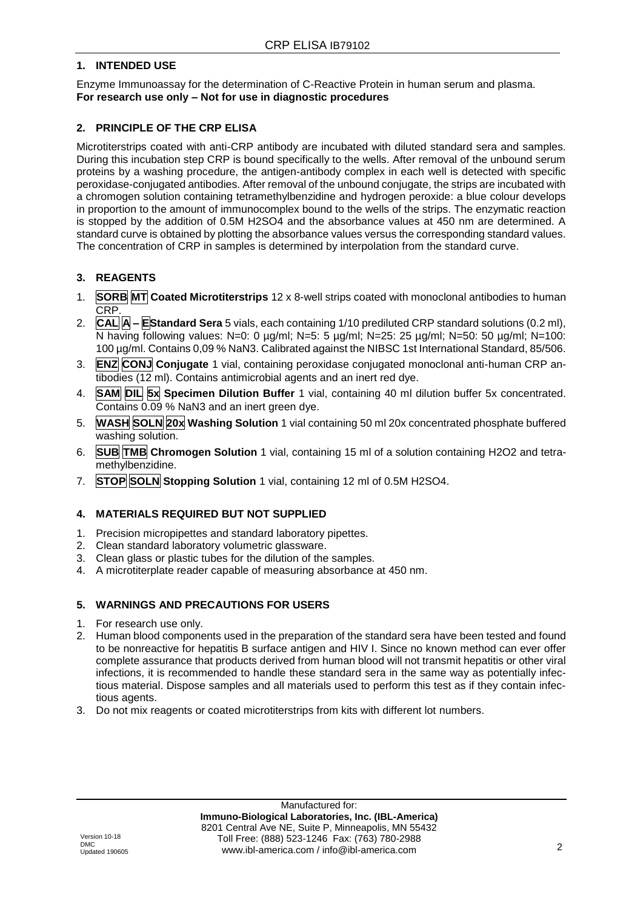## 1. INTENDED USE

Enzyme Immunoassay for the determination of C-Reactive Protein in human serum and plasma.
**For research use only – Not for use in diagnostic procedures**

## 2. PRINCIPLE OF THE CRP ELISA

Microtiterstrips coated with anti-CRP antibody are incubated with diluted standard sera and samples. During this incubation step CRP is bound specifically to the wells. After removal of the unbound serum proteins by a washing procedure, the antigen-antibody complex in each well is detected with specific peroxidase-conjugated antibodies. After removal of the unbound conjugate, the strips are incubated with a chromogen solution containing tetramethylbenzidine and hydrogen peroxide: a blue colour develops in proportion to the amount of immunocomplex bound to the wells of the strips. The enzymatic reaction is stopped by the addition of 0.5M $H_2SO_4$ and the absorbance values at 450 nm are determined. A standard curve is obtained by plotting the absorbance values versus the corresponding standard values. The concentration of CRP in samples is determined by interpolation from the standard curve.

## 3. REAGENTS

1. **SORB MT Coated Microtiterstrips** 12 x 8-well strips coated with monoclonal antibodies to human CRP.
2. **CAL A – E Standard Sera** 5 vials, each containing 1/10 prediluted CRP standard solutions (0.2 ml), N having following values: N=0: 0 µg/ml; N=5: 5 µg/ml; N=25: 25 µg/ml; N=50: 50 µg/ml; N=100: 100 µg/ml. Contains 0,09 % $NaN_3$. Calibrated against the NIBSC 1st International Standard, 85/506.
3. **ENZ CONJ Conjugate** 1 vial, containing peroxidase conjugated monoclonal anti-human CRP antibodies (12 ml). Contains antimicrobial agents and an inert red dye.
4. **SAM DIL 5x Specimen Dilution Buffer** 1 vial, containing 40 ml dilution buffer 5x concentrated. Contains 0.09 % $NaN_3$ and an inert green dye.
5. **WASH SOLN 20x Washing Solution** 1 vial containing 50 ml 20x concentrated phosphate buffered washing solution.
6. **SUB TMB Chromogen Solution** 1 vial, containing 15 ml of a solution containing $H_2O_2$ and tetramethylbenzidine.
7. **STOP SOLN Stopping Solution** 1 vial, containing 12 ml of 0.5M $H_2SO_4$.

## 4. MATERIALS REQUIRED BUT NOT SUPPLIED

1. Precision micropipettes and standard laboratory pipettes.
2. Clean standard laboratory volumetric glassware.
3. Clean glass or plastic tubes for the dilution of the samples.
4. A microtiterplate reader capable of measuring absorbance at 450 nm.

## 5. WARNINGS AND PRECAUTIONS FOR USERS

1. For research use only.
2. Human blood components used in the preparation of the standard sera have been tested and found to be nonreactive for hepatitis B surface antigen and HIV I. Since no known method can ever offer complete assurance that products derived from human blood will not transmit hepatitis or other viral infections, it is recommended to handle these standard sera in the same way as potentially infectious material. Dispose samples and all materials used to perform this test as if they contain infectious agents.
3. Do not mix reagents or coated microtiterstrips from kits with different lot numbers.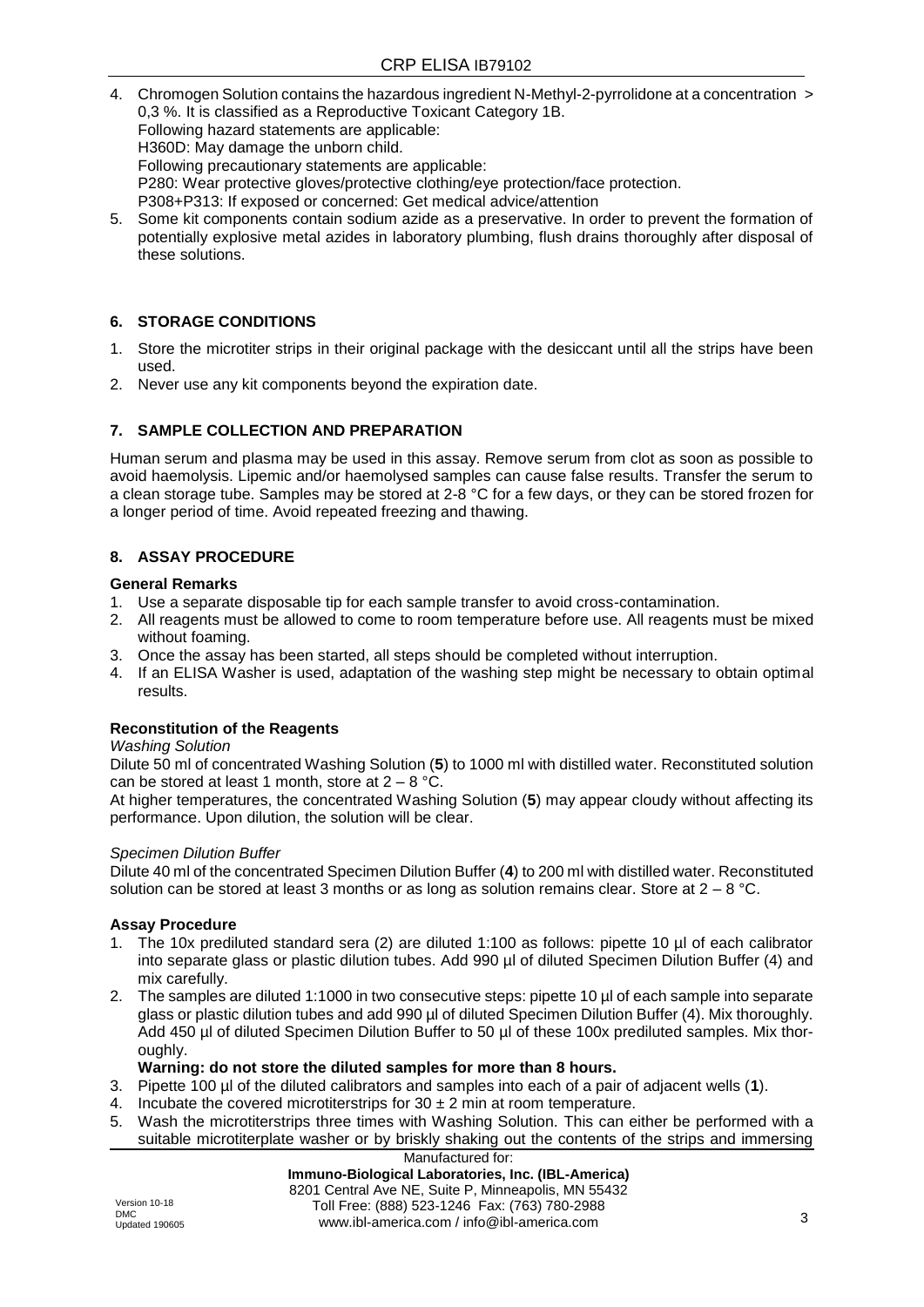4. Chromogen Solution contains the hazardous ingredient N-Methyl-2-pyrrolidone at a concentration > 0,3 %. It is classified as a Reproductive Toxicant Category 1B.
   Following hazard statements are applicable:
   H360D: May damage the unborn child.
   Following precautionary statements are applicable:
   P280: Wear protective gloves/protective clothing/eye protection/face protection.
   P308+P313: If exposed or concerned: Get medical advice/attention
5. Some kit components contain sodium azide as a preservative. In order to prevent the formation of potentially explosive metal azides in laboratory plumbing, flush drains thoroughly after disposal of these solutions.

## 6. STORAGE CONDITIONS

1. Store the microtiter strips in their original package with the desiccant until all the strips have been used.
2. Never use any kit components beyond the expiration date.

## 7. SAMPLE COLLECTION AND PREPARATION

Human serum and plasma may be used in this assay. Remove serum from clot as soon as possible to avoid haemolysis. Lipemic and/or haemolysed samples can cause false results. Transfer the serum to a clean storage tube. Samples may be stored at 2-8 °C for a few days, or they can be stored frozen for a longer period of time. Avoid repeated freezing and thawing.

## 8. ASSAY PROCEDURE

### General Remarks

1. Use a separate disposable tip for each sample transfer to avoid cross-contamination.
2. All reagents must be allowed to come to room temperature before use. All reagents must be mixed without foaming.
3. Once the assay has been started, all steps should be completed without interruption.
4. If an ELISA Washer is used, adaptation of the washing step might be necessary to obtain optimal results.

### Reconstitution of the Reagents

*Washing Solution*

Dilute 50 ml of concentrated Washing Solution (**5**) to 1000 ml with distilled water. Reconstituted solution can be stored at least 1 month, store at 2 – 8 °C.

At higher temperatures, the concentrated Washing Solution (**5**) may appear cloudy without affecting its performance. Upon dilution, the solution will be clear.

*Specimen Dilution Buffer*

Dilute 40 ml of the concentrated Specimen Dilution Buffer (**4**) to 200 ml with distilled water. Reconstituted solution can be stored at least 3 months or as long as solution remains clear. Store at 2 – 8 °C.

### Assay Procedure

1. The 10x prediluted standard sera (2) are diluted 1:100 as follows: pipette 10 µl of each calibrator into separate glass or plastic dilution tubes. Add 990 µl of diluted Specimen Dilution Buffer (4) and mix carefully.
2. The samples are diluted 1:1000 in two consecutive steps: pipette 10 µl of each sample into separate glass or plastic dilution tubes and add 990 µl of diluted Specimen Dilution Buffer (4). Mix thoroughly. Add 450 µl of diluted Specimen Dilution Buffer to 50 µl of these 100x prediluted samples. Mix thoroughly.
   **Warning: do not store the diluted samples for more than 8 hours.**
3. Pipette 100 µl of the diluted calibrators and samples into each of a pair of adjacent wells (**1**).
4. Incubate the covered microtiterstrips for 30 ± 2 min at room temperature.
5. Wash the microtiterstrips three times with Washing Solution. This can either be performed with a suitable microtiterplate washer or by briskly shaking out the contents of the strips and immersing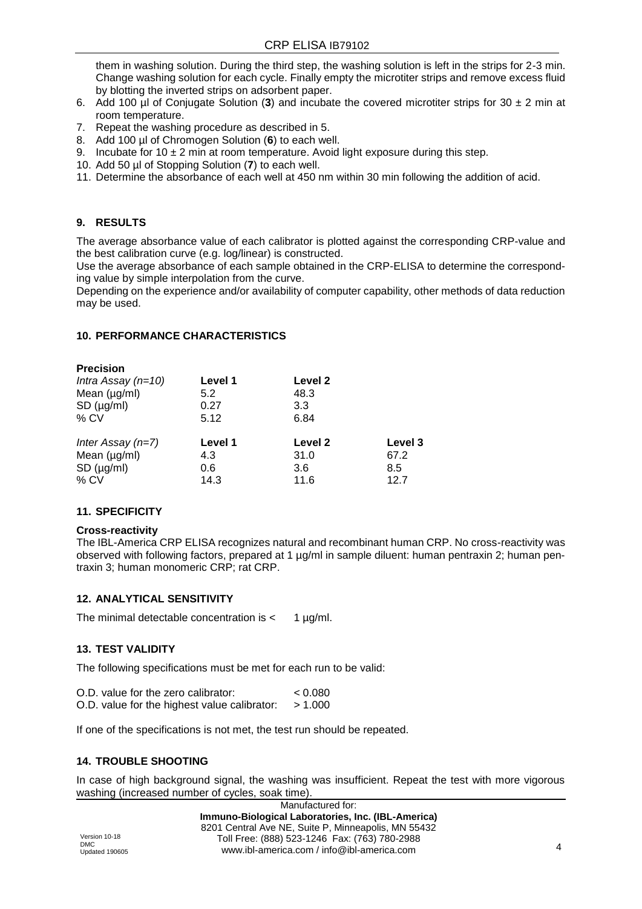them in washing solution. During the third step, the washing solution is left in the strips for 2-3 min. Change washing solution for each cycle. Finally empty the microtiter strips and remove excess fluid by blotting the inverted strips on adsorbent paper.

6. Add 100 µl of Conjugate Solution (**3**) and incubate the covered microtiter strips for 30 ± 2 min at room temperature.
7. Repeat the washing procedure as described in 5.
8. Add 100 µl of Chromogen Solution (**6**) to each well.
9. Incubate for 10 ± 2 min at room temperature. Avoid light exposure during this step.
10. Add 50 µl of Stopping Solution (**7**) to each well.
11. Determine the absorbance of each well at 450 nm within 30 min following the addition of acid.

## 9. RESULTS

The average absorbance value of each calibrator is plotted against the corresponding CRP-value and the best calibration curve (e.g. log/linear) is constructed.

Use the average absorbance of each sample obtained in the CRP-ELISA to determine the corresponding value by simple interpolation from the curve.

Depending on the experience and/or availability of computer capability, other methods of data reduction may be used.

## 10. PERFORMANCE CHARACTERISTICS

**Precision**

| *Intra Assay (n=10)* | **Level 1** | **Level 2** |
|---|---|---|
| Mean (µg/ml) | 5.2 | 48.3 |
| SD (µg/ml) | 0.27 | 3.3 |
| % CV | 5.12 | 6.84 |

| *Inter Assay (n=7)* | **Level 1** | **Level 2** | **Level 3** |
|---|---|---|---|
| Mean (µg/ml) | 4.3 | 31.0 | 67.2 |
| SD (µg/ml) | 0.6 | 3.6 | 8.5 |
| % CV | 14.3 | 11.6 | 12.7 |

## 11. SPECIFICITY

**Cross-reactivity**

The IBL-America CRP ELISA recognizes natural and recombinant human CRP. No cross-reactivity was observed with following factors, prepared at 1 µg/ml in sample diluent: human pentraxin 2; human pentraxin 3; human monomeric CRP; rat CRP.

## 12. ANALYTICAL SENSITIVITY

The minimal detectable concentration is < 1 µg/ml.

## 13. TEST VALIDITY

The following specifications must be met for each run to be valid:

| | |
|---|---|
| O.D. value for the zero calibrator: | < 0.080 |
| O.D. value for the highest value calibrator: | > 1.000 |

If one of the specifications is not met, the test run should be repeated.

## 14. TROUBLE SHOOTING

In case of high background signal, the washing was insufficient. Repeat the test with more vigorous washing (increased number of cycles, soak time).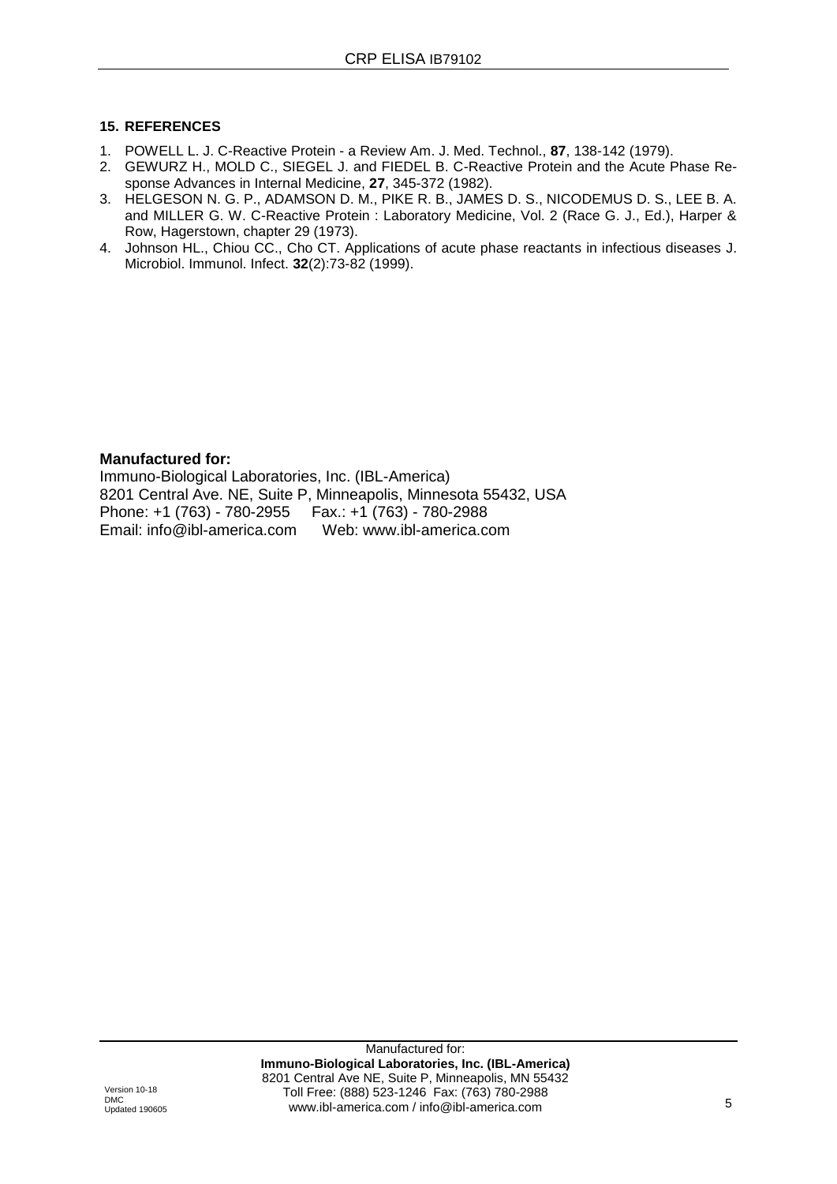## 15. REFERENCES

1. POWELL L. J. C-Reactive Protein - a Review Am. J. Med. Technol., **87**, 138-142 (1979).
2. GEWURZ H., MOLD C., SIEGEL J. and FIEDEL B. C-Reactive Protein and the Acute Phase Response Advances in Internal Medicine, **27**, 345-372 (1982).
3. HELGESON N. G. P., ADAMSON D. M., PIKE R. B., JAMES D. S., NICODEMUS D. S., LEE B. A. and MILLER G. W. C-Reactive Protein : Laboratory Medicine, Vol. 2 (Race G. J., Ed.), Harper & Row, Hagerstown, chapter 29 (1973).
4. Johnson HL., Chiou CC., Cho CT. Applications of acute phase reactants in infectious diseases J. Microbiol. Immunol. Infect. **32**(2):73-82 (1999).

**Manufactured for:**
Immuno-Biological Laboratories, Inc. (IBL-America)
8201 Central Ave. NE, Suite P, Minneapolis, Minnesota 55432, USA
Phone: +1 (763) - 780-2955 Fax.: +1 (763) - 780-2988
Email: info@ibl-america.com Web: www.ibl-america.com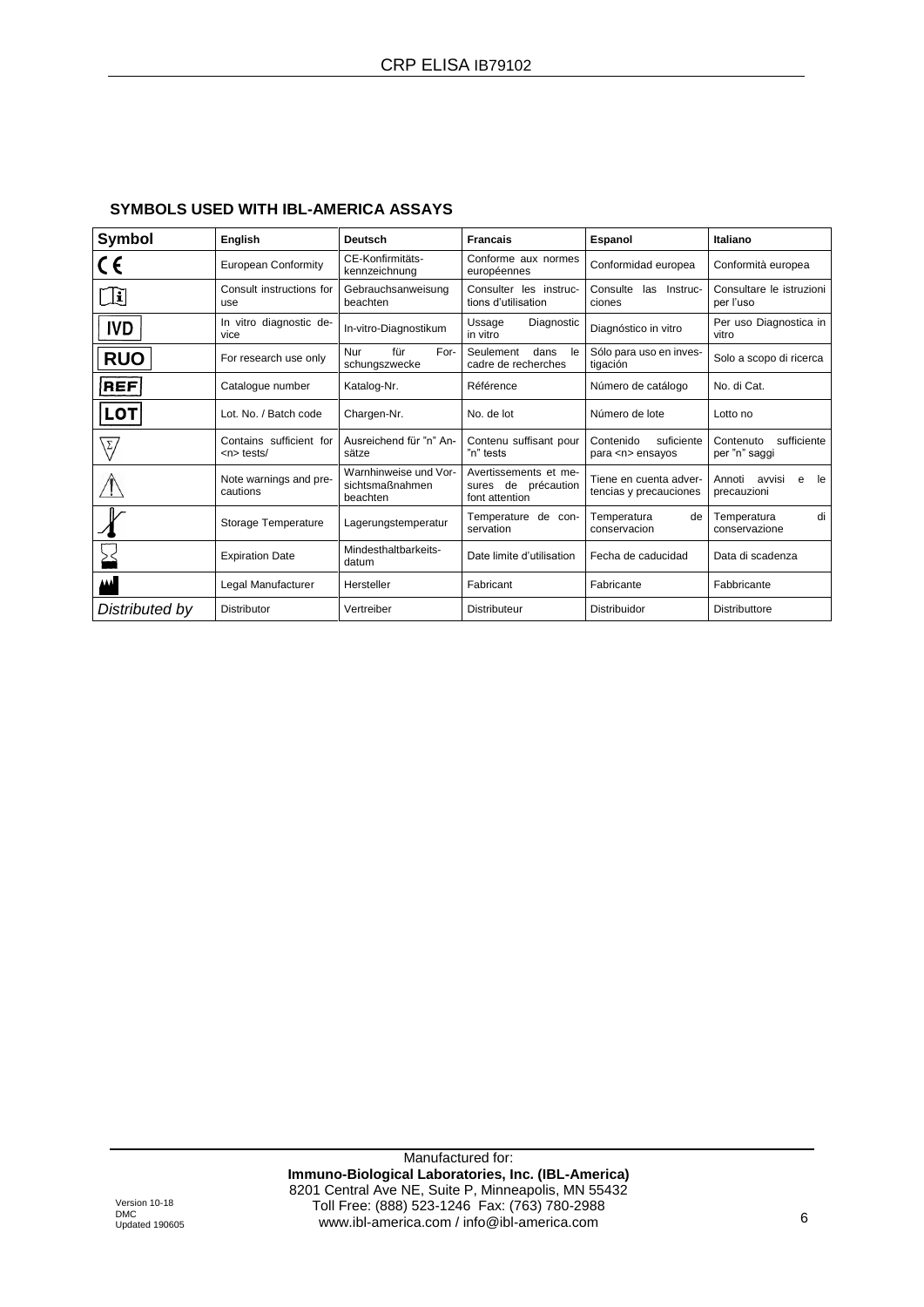## SYMBOLS USED WITH IBL-AMERICA ASSAYS

| Symbol | English | Deutsch | Francais | Espanol | Italiano |
|---|---|---|---|---|---|
| CE | European Conformity | CE-Konfirmitäts-kennzeichnung | Conforme aux normes européennes | Conformidad europea | Conformità europea |
| i | Consult instructions for use | Gebrauchsanweisung beachten | Consulter les instructions d'utilisation | Consulte las Instrucciones | Consultare le istruzioni per l'uso |
| IVD | In vitro diagnostic device | In-vitro-Diagnostikum | Ussage Diagnostic in vitro | Diagnóstico in vitro | Per uso Diagnostica in vitro |
| RUO | For research use only | Nur für Forschungszwecke | Seulement dans le cadre de recherches | Sólo para uso en investigación | Solo a scopo di ricerca |
| REF | Catalogue number | Katalog-Nr. | Référence | Número de catálogo | No. di Cat. |
| LOT | Lot. No. / Batch code | Chargen-Nr. | No. de lot | Número de lote | Lotto no |
| Σ | Contains sufficient for <n> tests/ | Ausreichend für "n" Ansätze | Contenu suffisant pour "n" tests | Contenido suficiente para <n> ensayos | Contenuto sufficiente per "n" saggi |
| ⚠ | Note warnings and precautions | Warnhinweise und Vorsichtsmaßnahmen beachten | Avertissements et mesures de précaution font attention | Tiene en cuenta advertencias y precauciones | Annoti avvisi e le precauzioni |
| | Storage Temperature | Lagerungstemperatur | Temperature de conservation | Temperatura de conservacion | Temperatura di conservazione |
| | Expiration Date | Mindesthaltbarkeits-datum | Date limite d'utilisation | Fecha de caducidad | Data di scadenza |
| | Legal Manufacturer | Hersteller | Fabricant | Fabricante | Fabbricante |
| *Distributed by* | Distributor | Vertreiber | Distributeur | Distribuidor | Distributtore |

Manufactured for:
**Immuno-Biological Laboratories, Inc. (IBL-America)**
8201 Central Ave NE, Suite P, Minneapolis, MN 55432
Toll Free: (888) 523-1246 Fax: (763) 780-2988
www.ibl-america.com / info@ibl-america.com

Version 10-18
DMC
Updated 190605